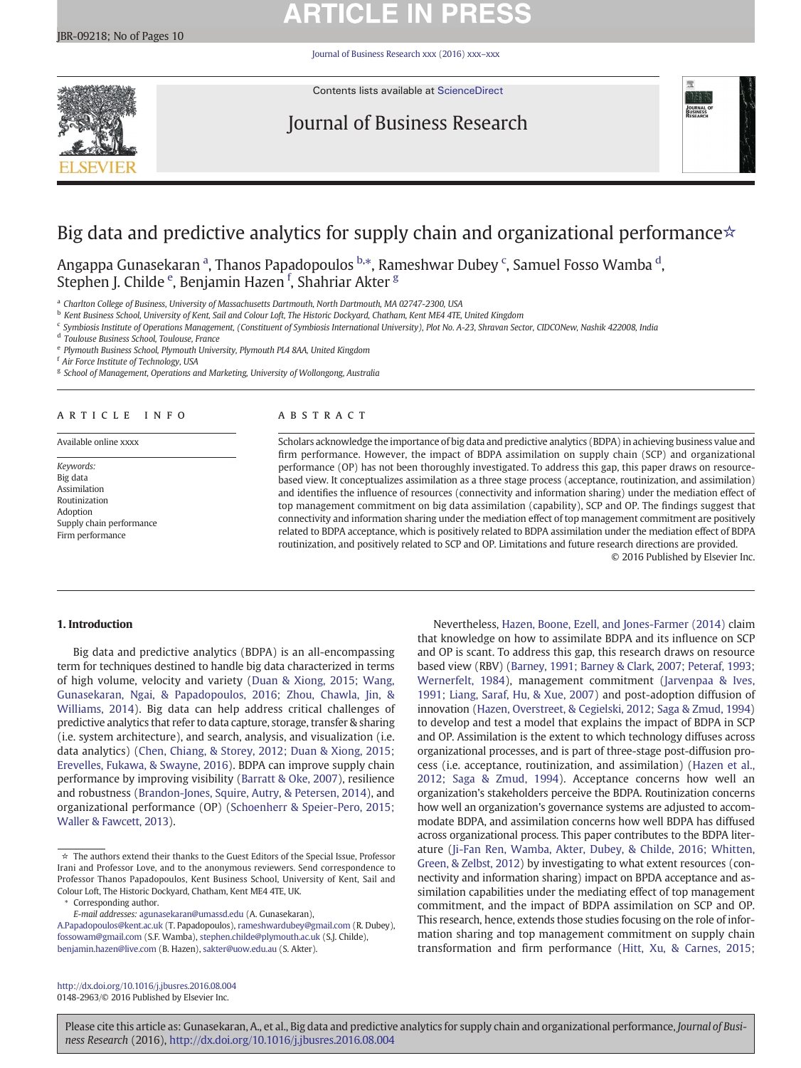# Big data and predictive analytics for supply chain and organizational performance☆

Angappa Gunasekaran [a], Thanos Papadopoulos [b,*], Rameshwar Dubey [c], Samuel Fosso Wamba [d], Stephen J. Childe [e], Benjamin Hazen [f], Shahriar Akter [g]

[a] Charlton College of Business, University of Massachusetts Dartmouth, North Dartmouth, MA 02747-2300, USA
[b] Kent Business School, University of Kent, Sail and Colour Loft, The Historic Dockyard, Chatham, Kent ME4 4TE, United Kingdom
[c] Symbiosis Institute of Operations Management, (Constituent of Symbiosis International University), Plot No. A-23, Shravan Sector, CIDCONew, Nashik 422008, India
[d] Toulouse Business School, Toulouse, France
[e] Plymouth Business School, Plymouth University, Plymouth PL4 8AA, United Kingdom
[f] Air Force Institute of Technology, USA
[g] School of Management, Operations and Marketing, University of Wollongong, Australia

## ARTICLE INFO

Available online xxxx

*Keywords:*
Big data
Assimilation
Routinization
Adoption
Supply chain performance
Firm performance

## ABSTRACT

Scholars acknowledge the importance of big data and predictive analytics (BDPA) in achieving business value and firm performance. However, the impact of BDPA assimilation on supply chain (SCP) and organizational performance (OP) has not been thoroughly investigated. To address this gap, this paper draws on resource-based view. It conceptualizes assimilation as a three stage process (acceptance, routinization, and assimilation) and identifies the influence of resources (connectivity and information sharing) under the mediation effect of top management commitment on big data assimilation (capability), SCP and OP. The findings suggest that connectivity and information sharing under the mediation effect of top management commitment are positively related to BDPA acceptance, which is positively related to BDPA assimilation under the mediation effect of BDPA routinization, and positively related to SCP and OP. Limitations and future research directions are provided.

© 2016 Published by Elsevier Inc.

## 1. Introduction

Big data and predictive analytics (BDPA) is an all-encompassing term for techniques destined to handle big data characterized in terms of high volume, velocity and variety (Duan & Xiong, 2015; Wang, Gunasekaran, Ngai, & Papadopoulos, 2016; Zhou, Chawla, Jin, & Williams, 2014). Big data can help address critical challenges of predictive analytics that refer to data capture, storage, transfer & sharing (i.e. system architecture), and search, analysis, and visualization (i.e. data analytics) (Chen, Chiang, & Storey, 2012; Duan & Xiong, 2015; Erevelles, Fukawa, & Swayne, 2016). BDPA can improve supply chain performance by improving visibility (Barratt & Oke, 2007), resilience and robustness (Brandon-Jones, Squire, Autry, & Petersen, 2014), and organizational performance (OP) (Schoenherr & Speier-Pero, 2015; Waller & Fawcett, 2013).

Nevertheless, Hazen, Boone, Ezell, and Jones-Farmer (2014) claim that knowledge on how to assimilate BDPA and its influence on SCP and OP is scant. To address this gap, this research draws on resource based view (RBV) (Barney, 1991; Barney & Clark, 2007; Peteraf, 1993; Wernerfelt, 1984), management commitment (Jarvenpaa & Ives, 1991; Liang, Saraf, Hu, & Xue, 2007) and post-adoption diffusion of innovation (Hazen, Overstreet, & Cegielski, 2012; Saga & Zmud, 1994) to develop and test a model that explains the impact of BDPA in SCP and OP. Assimilation is the extent to which technology diffuses across organizational processes, and is part of three-stage post-diffusion process (i.e. acceptance, routinization, and assimilation) (Hazen et al., 2012; Saga & Zmud, 1994). Acceptance concerns how well an organization's stakeholders perceive the BDPA. Routinization concerns how well an organization's governance systems are adjusted to accommodate BDPA, and assimilation concerns how well BDPA has diffused across organizational process. This paper contributes to the BDPA literature (Ji-Fan Ren, Wamba, Akter, Dubey, & Childe, 2016; Whitten, Green, & Zelbst, 2012) by investigating to what extent resources (connectivity and information sharing) impact on BPDA acceptance and assimilation capabilities under the mediating effect of top management commitment, and the impact of BDPA assimilation on SCP and OP. This research, hence, extends those studies focusing on the role of information sharing and top management commitment on supply chain transformation and firm performance (Hitt, Xu, & Carnes, 2015;

☆ The authors extend their thanks to the Guest Editors of the Special Issue, Professor Irani and Professor Love, and to the anonymous reviewers. Send correspondence to Professor Thanos Papadopoulos, Kent Business School, University of Kent, Sail and Colour Loft, The Historic Dockyard, Chatham, Kent ME4 4TE, UK.

\* Corresponding author.
*E-mail addresses:* agunasekaran@umassd.edu (A. Gunasekaran), A.Papadopoulos@kent.ac.uk (T. Papadopoulos), rameshwardubey@gmail.com (R. Dubey), fossowam@gmail.com (S.F. Wamba), stephen.childe@plymouth.ac.uk (S.J. Childe), benjamin.hazen@live.com (B. Hazen), sakter@uow.edu.au (S. Akter).

http://dx.doi.org/10.1016/j.jbusres.2016.08.004
0148-2963/© 2016 Published by Elsevier Inc.

Please cite this article as: Gunasekaran, A., et al., Big data and predictive analytics for supply chain and organizational performance, *Journal of Business Research* (2016), http://dx.doi.org/10.1016/j.jbusres.2016.08.004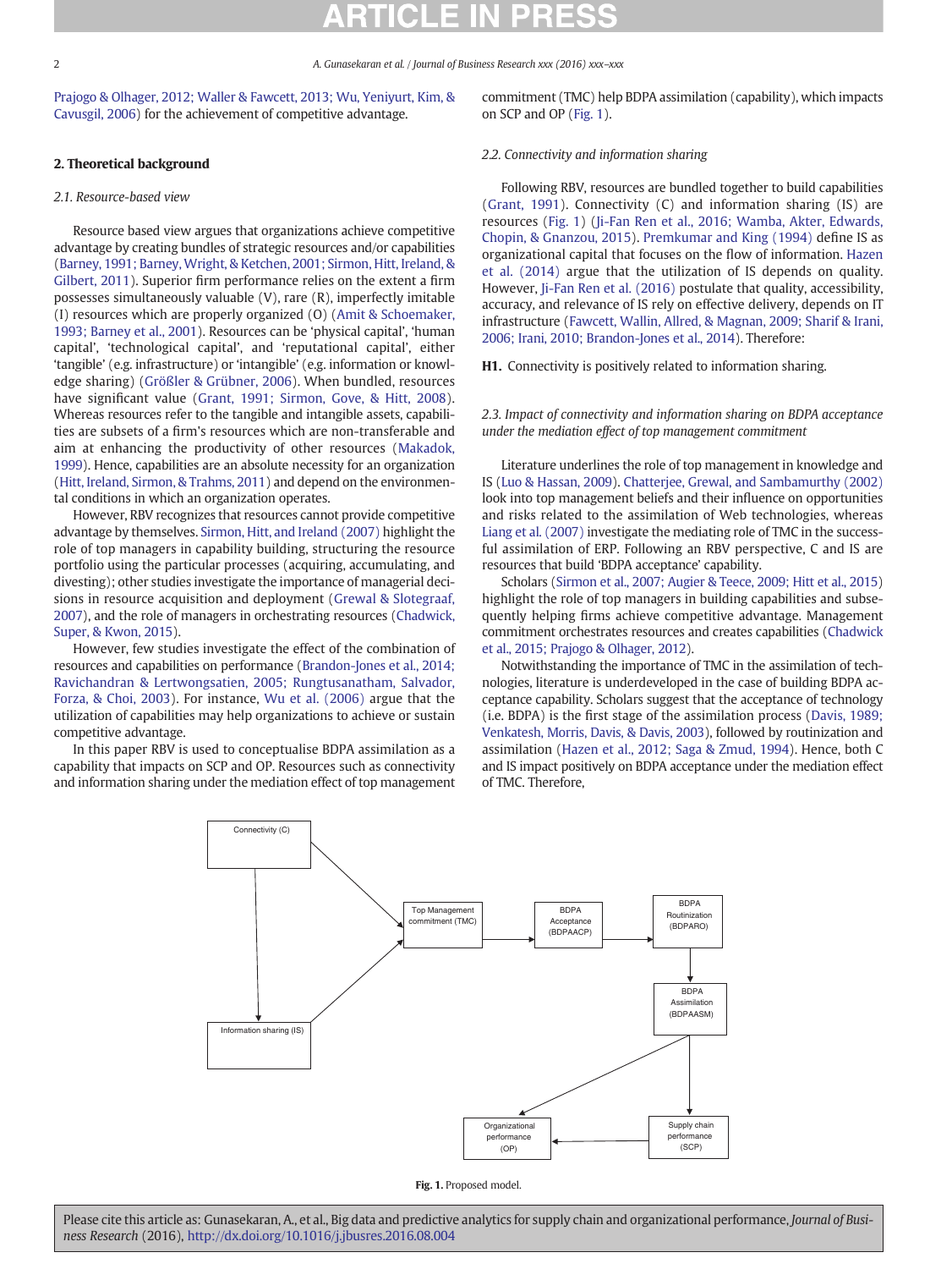Prajogo & Olhager, 2012; Waller & Fawcett, 2013; Wu, Yeniyurt, Kim, & Cavusgil, 2006) for the achievement of competitive advantage.

## 2. Theoretical background

### 2.1. Resource-based view

Resource based view argues that organizations achieve competitive advantage by creating bundles of strategic resources and/or capabilities (Barney, 1991; Barney, Wright, & Ketchen, 2001; Sirmon, Hitt, Ireland, & Gilbert, 2011). Superior firm performance relies on the extent a firm possesses simultaneously valuable (V), rare (R), imperfectly imitable (I) resources which are properly organized (O) (Amit & Schoemaker, 1993; Barney et al., 2001). Resources can be 'physical capital', 'human capital', 'technological capital', and 'reputational capital', either 'tangible' (e.g. infrastructure) or 'intangible' (e.g. information or knowledge sharing) (Größler & Grübner, 2006). When bundled, resources have significant value (Grant, 1991; Sirmon, Gove, & Hitt, 2008). Whereas resources refer to the tangible and intangible assets, capabilities are subsets of a firm's resources which are non-transferable and aim at enhancing the productivity of other resources (Makadok, 1999). Hence, capabilities are an absolute necessity for an organization (Hitt, Ireland, Sirmon, & Trahms, 2011) and depend on the environmental conditions in which an organization operates.

However, RBV recognizes that resources cannot provide competitive advantage by themselves. Sirmon, Hitt, and Ireland (2007) highlight the role of top managers in capability building, structuring the resource portfolio using the particular processes (acquiring, accumulating, and divesting); other studies investigate the importance of managerial decisions in resource acquisition and deployment (Grewal & Slotegraaf, 2007), and the role of managers in orchestrating resources (Chadwick, Super, & Kwon, 2015).

However, few studies investigate the effect of the combination of resources and capabilities on performance (Brandon-Jones et al., 2014; Ravichandran & Lertwongsatien, 2005; Rungtusanatham, Salvador, Forza, & Choi, 2003). For instance, Wu et al. (2006) argue that the utilization of capabilities may help organizations to achieve or sustain competitive advantage.

In this paper RBV is used to conceptualise BDPA assimilation as a capability that impacts on SCP and OP. Resources such as connectivity and information sharing under the mediation effect of top management commitment (TMC) help BDPA assimilation (capability), which impacts on SCP and OP (Fig. 1).

### 2.2. Connectivity and information sharing

Following RBV, resources are bundled together to build capabilities (Grant, 1991). Connectivity (C) and information sharing (IS) are resources (Fig. 1) (Ji-Fan Ren et al., 2016; Wamba, Akter, Edwards, Chopin, & Gnanzou, 2015). Premkumar and King (1994) define IS as organizational capital that focuses on the flow of information. Hazen et al. (2014) argue that the utilization of IS depends on quality. However, Ji-Fan Ren et al. (2016) postulate that quality, accessibility, accuracy, and relevance of IS rely on effective delivery, depends on IT infrastructure (Fawcett, Wallin, Allred, & Magnan, 2009; Sharif & Irani, 2006; Irani, 2010; Brandon-Jones et al., 2014). Therefore:

**H1.** Connectivity is positively related to information sharing.

### 2.3. Impact of connectivity and information sharing on BDPA acceptance under the mediation effect of top management commitment

Literature underlines the role of top management in knowledge and IS (Luo & Hassan, 2009). Chatterjee, Grewal, and Sambamurthy (2002) look into top management beliefs and their influence on opportunities and risks related to the assimilation of Web technologies, whereas Liang et al. (2007) investigate the mediating role of TMC in the successful assimilation of ERP. Following an RBV perspective, C and IS are resources that build 'BDPA acceptance' capability.

Scholars (Sirmon et al., 2007; Augier & Teece, 2009; Hitt et al., 2015) highlight the role of top managers in building capabilities and subsequently helping firms achieve competitive advantage. Management commitment orchestrates resources and creates capabilities (Chadwick et al., 2015; Prajogo & Olhager, 2012).

Notwithstanding the importance of TMC in the assimilation of technologies, literature is underdeveloped in the case of building BDPA acceptance capability. Scholars suggest that the acceptance of technology (i.e. BDPA) is the first stage of the assimilation process (Davis, 1989; Venkatesh, Morris, Davis, & Davis, 2003), followed by routinization and assimilation (Hazen et al., 2012; Saga & Zmud, 1994). Hence, both C and IS impact positively on BDPA acceptance under the mediation effect of TMC. Therefore,

Fig. 1. Proposed model.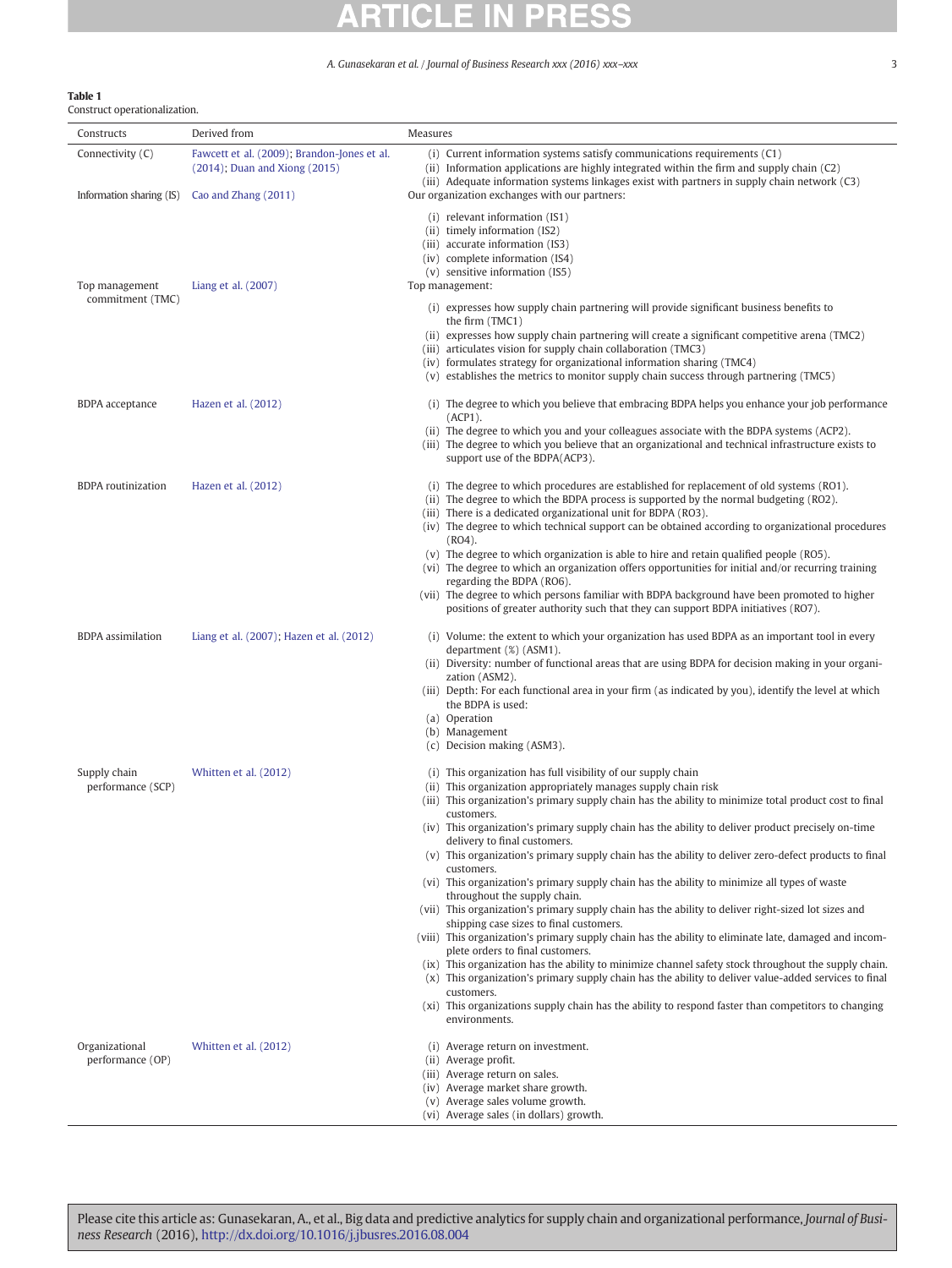**Table 1**
Construct operationalization.

| Constructs | Derived from | Measures |
|---|---|---|
| Connectivity (C) | Fawcett et al. (2009); Brandon-Jones et al. (2014); Duan and Xiong (2015) | (i) Current information systems satisfy communications requirements (C1)<br>(ii) Information applications are highly integrated within the firm and supply chain (C2)<br>(iii) Adequate information systems linkages exist with partners in supply chain network (C3) |
| Information sharing (IS) | Cao and Zhang (2011) | Our organization exchanges with our partners:<br>(i) relevant information (IS1)<br>(ii) timely information (IS2)<br>(iii) accurate information (IS3)<br>(iv) complete information (IS4)<br>(v) sensitive information (IS5) |
| Top management commitment (TMC) | Liang et al. (2007) | Top management:<br>(i) expresses how supply chain partnering will provide significant business benefits to the firm (TMC1)<br>(ii) expresses how supply chain partnering will create a significant competitive arena (TMC2)<br>(iii) articulates vision for supply chain collaboration (TMC3)<br>(iv) formulates strategy for organizational information sharing (TMC4)<br>(v) establishes the metrics to monitor supply chain success through partnering (TMC5) |
| BDPA acceptance | Hazen et al. (2012) | (i) The degree to which you believe that embracing BDPA helps you enhance your job performance (ACP1).<br>(ii) The degree to which you and your colleagues associate with the BDPA systems (ACP2).<br>(iii) The degree to which you believe that an organizational and technical infrastructure exists to support use of the BDPA(ACP3). |
| BDPA routinization | Hazen et al. (2012) | (i) The degree to which procedures are established for replacement of old systems (RO1).<br>(ii) The degree to which the BDPA process is supported by the normal budgeting (RO2).<br>(iii) There is a dedicated organizational unit for BDPA (RO3).<br>(iv) The degree to which technical support can be obtained according to organizational procedures (RO4).<br>(v) The degree to which organization is able to hire and retain qualified people (RO5).<br>(vi) The degree to which an organization offers opportunities for initial and/or recurring training regarding the BDPA (RO6).<br>(vii) The degree to which persons familiar with BDPA background have been promoted to higher positions of greater authority such that they can support BDPA initiatives (RO7). |
| BDPA assimilation | Liang et al. (2007); Hazen et al. (2012) | (i) Volume: the extent to which your organization has used BDPA as an important tool in every department (%) (ASM1).<br>(ii) Diversity: number of functional areas that are using BDPA for decision making in your organization (ASM2).<br>(iii) Depth: For each functional area in your firm (as indicated by you), identify the level at which the BDPA is used:<br>(a) Operation<br>(b) Management<br>(c) Decision making (ASM3). |
| Supply chain performance (SCP) | Whitten et al. (2012) | (i) This organization has full visibility of our supply chain<br>(ii) This organization appropriately manages supply chain risk<br>(iii) This organization's primary supply chain has the ability to minimize total product cost to final customers.<br>(iv) This organization's primary supply chain has the ability to deliver product precisely on-time delivery to final customers.<br>(v) This organization's primary supply chain has the ability to deliver zero-defect products to final customers.<br>(vi) This organization's primary supply chain has the ability to minimize all types of waste throughout the supply chain.<br>(vii) This organization's primary supply chain has the ability to deliver right-sized lot sizes and shipping case sizes to final customers.<br>(viii) This organization's primary supply chain has the ability to eliminate late, damaged and incomplete orders to final customers.<br>(ix) This organization has the ability to minimize channel safety stock throughout the supply chain.<br>(x) This organization's primary supply chain has the ability to deliver value-added services to final customers.<br>(xi) This organizations supply chain has the ability to respond faster than competitors to changing environments. |
| Organizational performance (OP) | Whitten et al. (2012) | (i) Average return on investment.<br>(ii) Average profit.<br>(iii) Average return on sales.<br>(iv) Average market share growth.<br>(v) Average sales volume growth.<br>(vi) Average sales (in dollars) growth. |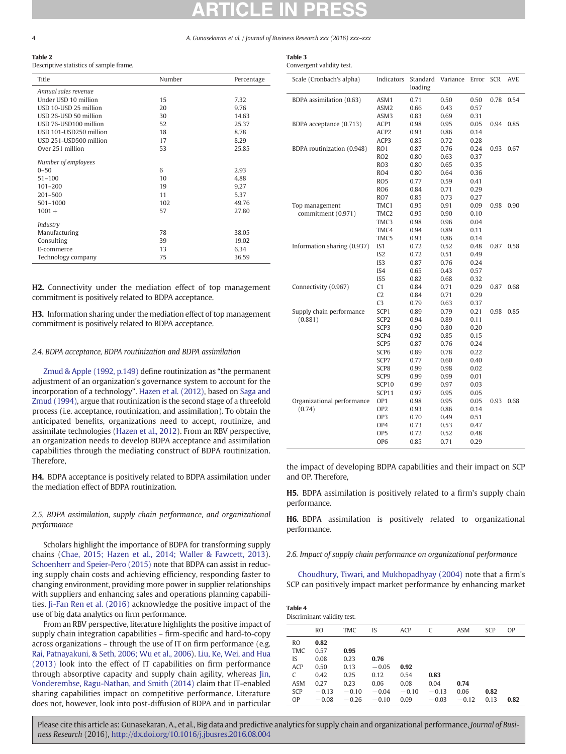**Table 2**
Descriptive statistics of sample frame.

| Title | Number | Percentage |
|---|---|---|
| *Annual sales revenue* | | |
| Under USD 10 million | 15 | 7.32 |
| USD 10-USD 25 million | 20 | 9.76 |
| USD 26-USD 50 million | 30 | 14.63 |
| USD 76-USD100 million | 52 | 25.37 |
| USD 101-USD250 million | 18 | 8.78 |
| USD 251-USD500 million | 17 | 8.29 |
| Over 251 million | 53 | 25.85 |
| *Number of employees* | | |
| 0–50 | 6 | 2.93 |
| 51–100 | 10 | 4.88 |
| 101–200 | 19 | 9.27 |
| 201–500 | 11 | 5.37 |
| 501–1000 | 102 | 49.76 |
| 1001+ | 57 | 27.80 |
| *Industry* | | |
| Manufacturing | 78 | 38.05 |
| Consulting | 39 | 19.02 |
| E-commerce | 13 | 6.34 |
| Technology company | 75 | 36.59 |

**H2.** Connectivity under the mediation effect of top management commitment is positively related to BDPA acceptance.

**H3.** Information sharing under the mediation effect of top management commitment is positively related to BDPA acceptance.

### 2.4. BDPA acceptance, BDPA routinization and BDPA assimilation

Zmud & Apple (1992, p.149) define routinization as "the permanent adjustment of an organization's governance system to account for the incorporation of a technology". Hazen et al. (2012), based on Saga and Zmud (1994), argue that routinization is the second stage of a threefold process (i.e. acceptance, routinization, and assimilation). To obtain the anticipated benefits, organizations need to accept, routinize, and assimilate technologies (Hazen et al., 2012). From an RBV perspective, an organization needs to develop BDPA acceptance and assimilation capabilities through the mediating construct of BDPA routinization. Therefore,

**H4.** BDPA acceptance is positively related to BDPA assimilation under the mediation effect of BDPA routinization.

### 2.5. BDPA assimilation, supply chain performance, and organizational performance

Scholars highlight the importance of BDPA for transforming supply chains (Chae, 2015; Hazen et al., 2014; Waller & Fawcett, 2013). Schoenherr and Speier-Pero (2015) note that BDPA can assist in reducing supply chain costs and achieving efficiency, responding faster to changing environment, providing more power in supplier relationships with suppliers and enhancing sales and operations planning capabilities. Ji-Fan Ren et al. (2016) acknowledge the positive impact of the use of big data analytics on firm performance.

From an RBV perspective, literature highlights the positive impact of supply chain integration capabilities – firm-specific and hard-to-copy across organizations – through the use of IT on firm performance (e.g. Rai, Patnayakuni, & Seth, 2006; Wu et al., 2006). Liu, Ke, Wei, and Hua (2013) look into the effect of IT capabilities on firm performance through absorptive capacity and supply chain agility, whereas Jin, Vonderembse, Ragu-Nathan, and Smith (2014) claim that IT-enabled sharing capabilities impact on competitive performance. Literature does not, however, look into post-diffusion of BDPA and in particular the impact of developing BDPA capabilities and their impact on SCP and OP. Therefore,

**Table 3**
Convergent validity test.

| Scale (Cronbach's alpha) | Indicators | Standard loading | Variance | Error | SCR | AVE |
|---|---|---|---|---|---|---|
| BDPA assimilation (0.63) | ASM1 | 0.71 | 0.50 | 0.50 | 0.78 | 0.54 |
| | ASM2 | 0.66 | 0.43 | 0.57 | | |
| | ASM3 | 0.83 | 0.69 | 0.31 | | |
| BDPA acceptance (0.713) | ACP1 | 0.98 | 0.95 | 0.05 | 0.94 | 0.85 |
| | ACP2 | 0.93 | 0.86 | 0.14 | | |
| | ACP3 | 0.85 | 0.72 | 0.28 | | |
| BDPA routinization (0.948) | RO1 | 0.87 | 0.76 | 0.24 | 0.93 | 0.67 |
| | RO2 | 0.80 | 0.63 | 0.37 | | |
| | RO3 | 0.80 | 0.65 | 0.35 | | |
| | RO4 | 0.80 | 0.64 | 0.36 | | |
| | RO5 | 0.77 | 0.59 | 0.41 | | |
| | RO6 | 0.84 | 0.71 | 0.29 | | |
| | RO7 | 0.85 | 0.73 | 0.27 | | |
| Top management commitment (0.971) | TMC1 | 0.95 | 0.91 | 0.09 | 0.98 | 0.90 |
| | TMC2 | 0.95 | 0.90 | 0.10 | | |
| | TMC3 | 0.98 | 0.96 | 0.04 | | |
| | TMC4 | 0.94 | 0.89 | 0.11 | | |
| | TMC5 | 0.93 | 0.86 | 0.14 | | |
| Information sharing (0.937) | IS1 | 0.72 | 0.52 | 0.48 | 0.87 | 0.58 |
| | IS2 | 0.72 | 0.51 | 0.49 | | |
| | IS3 | 0.87 | 0.76 | 0.24 | | |
| | IS4 | 0.65 | 0.43 | 0.57 | | |
| | IS5 | 0.82 | 0.68 | 0.32 | | |
| Connectivity (0.967) | C1 | 0.84 | 0.71 | 0.29 | 0.87 | 0.68 |
| | C2 | 0.84 | 0.71 | 0.29 | | |
| | C3 | 0.79 | 0.63 | 0.37 | | |
| Supply chain performance (0.881) | SCP1 | 0.89 | 0.79 | 0.21 | 0.98 | 0.85 |
| | SCP2 | 0.94 | 0.89 | 0.11 | | |
| | SCP3 | 0.90 | 0.80 | 0.20 | | |
| | SCP4 | 0.92 | 0.85 | 0.15 | | |
| | SCP5 | 0.87 | 0.76 | 0.24 | | |
| | SCP6 | 0.89 | 0.78 | 0.22 | | |
| | SCP7 | 0.77 | 0.60 | 0.40 | | |
| | SCP8 | 0.99 | 0.98 | 0.02 | | |
| | SCP9 | 0.99 | 0.99 | 0.01 | | |
| | SCP10 | 0.99 | 0.97 | 0.03 | | |
| | SCP11 | 0.97 | 0.95 | 0.05 | | |
| Organizational performance (0.74) | OP1 | 0.98 | 0.95 | 0.05 | 0.93 | 0.68 |
| | OP2 | 0.93 | 0.86 | 0.14 | | |
| | OP3 | 0.70 | 0.49 | 0.51 | | |
| | OP4 | 0.73 | 0.53 | 0.47 | | |
| | OP5 | 0.72 | 0.52 | 0.48 | | |
| | OP6 | 0.85 | 0.71 | 0.29 | | |

**H5.** BDPA assimilation is positively related to a firm's supply chain performance.

**H6.** BDPA assimilation is positively related to organizational performance.

### 2.6. Impact of supply chain performance on organizational performance

Choudhury, Tiwari, and Mukhopadhyay (2004) note that a firm's SCP can positively impact market performance by enhancing market

**Table 4**
Discriminant validity test.

| | RO | TMC | IS | ACP | C | ASM | SCP | OP |
|---|---|---|---|---|---|---|---|---|
| RO | **0.82** | | | | | | | |
| TMC | 0.57 | **0.95** | | | | | | |
| IS | 0.08 | 0.23 | **0.76** | | | | | |
| ACP | 0.50 | 0.13 | −0.05 | **0.92** | | | | |
| C | 0.42 | 0.25 | 0.12 | 0.54 | **0.83** | | | |
| ASM | 0.27 | 0.23 | 0.06 | 0.08 | 0.04 | **0.74** | | |
| SCP | −0.13 | −0.10 | −0.04 | −0.10 | −0.13 | 0.06 | **0.82** | |
| OP | −0.08 | −0.26 | −0.10 | 0.09 | −0.03 | −0.12 | 0.13 | **0.82** |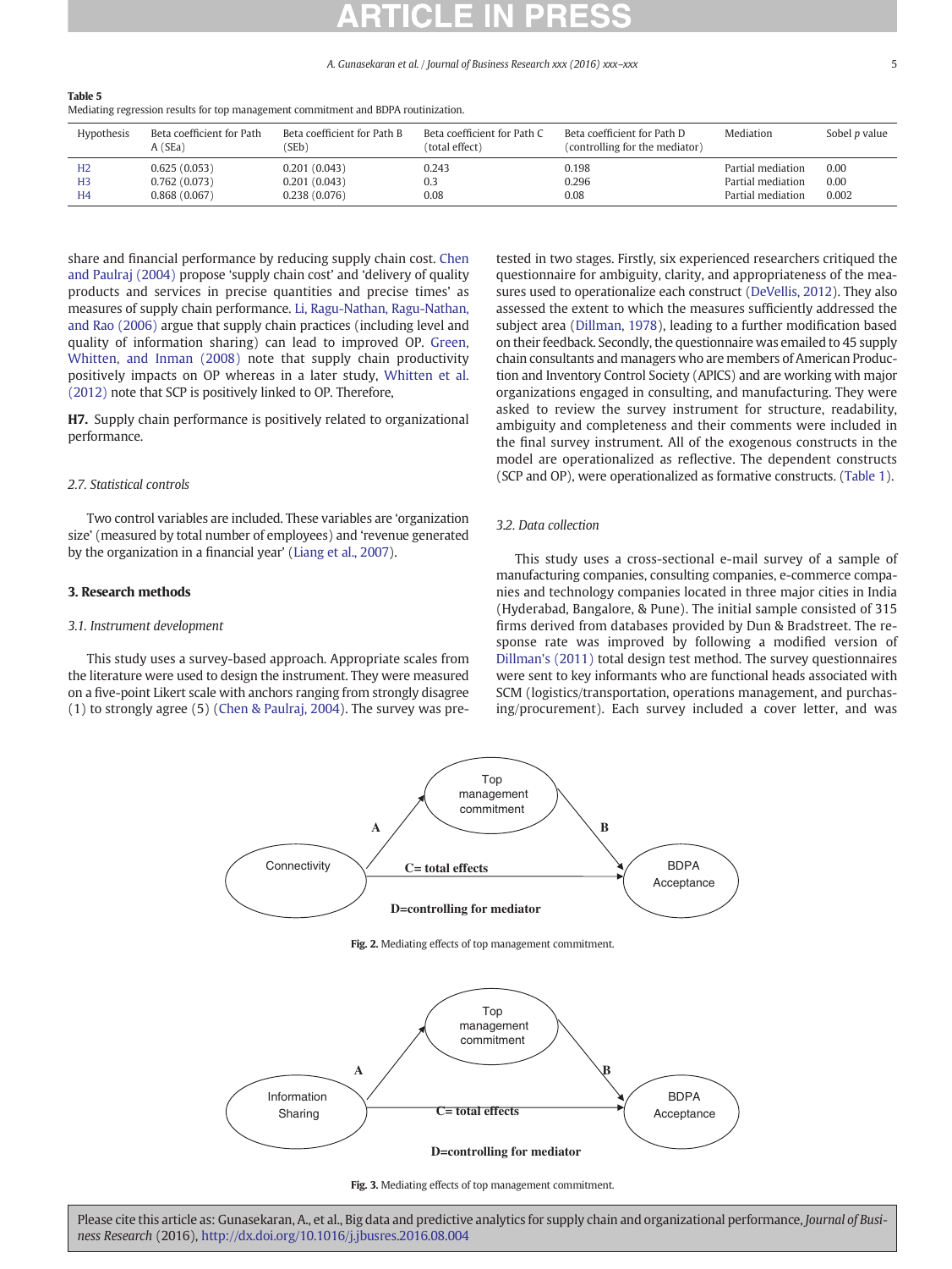**Table 5**
Mediating regression results for top management commitment and BDPA routinization.

| Hypothesis | Beta coefficient for Path A (SEa) | Beta coefficient for Path B (SEb) | Beta coefficient for Path C (total effect) | Beta coefficient for Path D (controlling for the mediator) | Mediation | Sobel p value |
|---|---|---|---|---|---|---|
| H2 | 0.625 (0.053) | 0.201 (0.043) | 0.243 | 0.198 | Partial mediation | 0.00 |
| H3 | 0.762 (0.073) | 0.201 (0.043) | 0.3 | 0.296 | Partial mediation | 0.00 |
| H4 | 0.868 (0.067) | 0.238 (0.076) | 0.08 | 0.08 | Partial mediation | 0.002 |

share and financial performance by reducing supply chain cost. Chen and Paulraj (2004) propose 'supply chain cost' and 'delivery of quality products and services in precise quantities and precise times' as measures of supply chain performance. Li, Ragu-Nathan, Ragu-Nathan, and Rao (2006) argue that supply chain practices (including level and quality of information sharing) can lead to improved OP. Green, Whitten, and Inman (2008) note that supply chain productivity positively impacts on OP whereas in a later study, Whitten et al. (2012) note that SCP is positively linked to OP. Therefore,

**H7.** Supply chain performance is positively related to organizational performance.

### 2.7. Statistical controls

Two control variables are included. These variables are 'organization size' (measured by total number of employees) and 'revenue generated by the organization in a financial year' (Liang et al., 2007).

## 3. Research methods

### 3.1. Instrument development

This study uses a survey-based approach. Appropriate scales from the literature were used to design the instrument. They were measured on a five-point Likert scale with anchors ranging from strongly disagree (1) to strongly agree (5) (Chen & Paulraj, 2004). The survey was pretested in two stages. Firstly, six experienced researchers critiqued the questionnaire for ambiguity, clarity, and appropriateness of the measures used to operationalize each construct (DeVellis, 2012). They also assessed the extent to which the measures sufficiently addressed the subject area (Dillman, 1978), leading to a further modification based on their feedback. Secondly, the questionnaire was emailed to 45 supply chain consultants and managers who are members of American Production and Inventory Control Society (APICS) and are working with major organizations engaged in consulting, and manufacturing. They were asked to review the survey instrument for structure, readability, ambiguity and completeness and their comments were included in the final survey instrument. All of the exogenous constructs in the model are operationalized as reflective. The dependent constructs (SCP and OP), were operationalized as formative constructs. (Table 1).

### 3.2. Data collection

This study uses a cross-sectional e-mail survey of a sample of manufacturing companies, consulting companies, e-commerce companies and technology companies located in three major cities in India (Hyderabad, Bangalore, & Pune). The initial sample consisted of 315 firms derived from databases provided by Dun & Bradstreet. The response rate was improved by following a modified version of Dillman's (2011) total design test method. The survey questionnaires were sent to key informants who are functional heads associated with SCM (logistics/transportation, operations management, and purchasing/procurement). Each survey included a cover letter, and was

**Fig. 2.** Mediating effects of top management commitment.

**Fig. 3.** Mediating effects of top management commitment.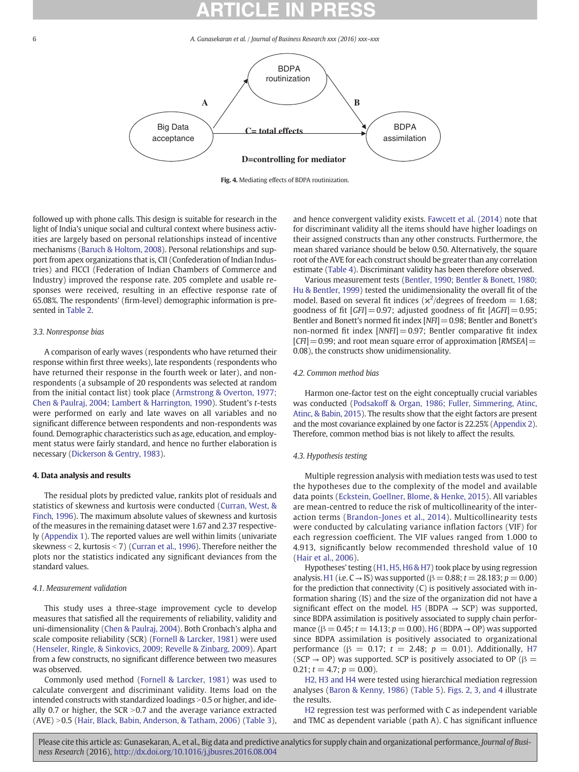Fig. 4. Mediating effects of BDPA routinization.

followed up with phone calls. This design is suitable for research in the light of India's unique social and cultural context where business activities are largely based on personal relationships instead of incentive mechanisms (Baruch & Holtom, 2008). Personal relationships and support from apex organizations that is, CII (Confederation of Indian Industries) and FICCI (Federation of Indian Chambers of Commerce and Industry) improved the response rate. 205 complete and usable responses were received, resulting in an effective response rate of 65.08%. The respondents' (firm-level) demographic information is presented in Table 2.

### 3.3. Nonresponse bias

A comparison of early waves (respondents who have returned their response within first three weeks), late respondents (respondents who have returned their response in the fourth week or later), and non-respondents (a subsample of 20 respondents was selected at random from the initial contact list) took place (Armstrong & Overton, 1977; Chen & Paulraj, 2004; Lambert & Harrington, 1990). Student's *t*-tests were performed on early and late waves on all variables and no significant difference between respondents and non-respondents was found. Demographic characteristics such as age, education, and employment status were fairly standard, and hence no further elaboration is necessary (Dickerson & Gentry, 1983).

## 4. Data analysis and results

The residual plots by predicted value, rankits plot of residuals and statistics of skewness and kurtosis were conducted (Curran, West, & Finch, 1996). The maximum absolute values of skewness and kurtosis of the measures in the remaining dataset were 1.67 and 2.37 respectively (Appendix 1). The reported values are well within limits (univariate skewness < 2, kurtosis < 7) (Curran et al., 1996). Therefore neither the plots nor the statistics indicated any significant deviances from the standard values.

### 4.1. Measurement validation

This study uses a three-stage improvement cycle to develop measures that satisfied all the requirements of reliability, validity and uni-dimensionality (Chen & Paulraj, 2004). Both Cronbach's alpha and scale composite reliability (SCR) (Fornell & Larcker, 1981) were used (Henseler, Ringle, & Sinkovics, 2009; Revelle & Zinbarg, 2009). Apart from a few constructs, no significant difference between two measures was observed.

Commonly used method (Fornell & Larcker, 1981) was used to calculate convergent and discriminant validity. Items load on the intended constructs with standardized loadings >0.5 or higher, and ideally 0.7 or higher, the SCR >0.7 and the average variance extracted (AVE) >0.5 (Hair, Black, Babin, Anderson, & Tatham, 2006) (Table 3), and hence convergent validity exists. Fawcett et al. (2014) note that for discriminant validity all the items should have higher loadings on their assigned constructs than any other constructs. Furthermore, the mean shared variance should be below 0.50. Alternatively, the square root of the AVE for each construct should be greater than any correlation estimate (Table 4). Discriminant validity has been therefore observed.

Various measurement tests (Bentler, 1990; Bentler & Bonett, 1980; Hu & Bentler, 1999) tested the unidimensionality the overall fit of the model. Based on several fit indices ($\chi^2$/degrees of freedom = 1.68; goodness of fit [*GFI*] = 0.97; adjusted goodness of fit [*AGFI*] = 0.95; Bentler and Bonett's normed fit index [*NFI*] = 0.98; Bentler and Bonett's non-normed fit index [*NNFI*] = 0.97; Bentler comparative fit index [*CFI*] = 0.99; and root mean square error of approximation [*RMSEA*] = 0.08), the constructs show unidimensionality.

### 4.2. Common method bias

Harmon one-factor test on the eight conceptually crucial variables was conducted (Podsakoff & Organ, 1986; Fuller, Simmering, Atinc, Atinc, & Babin, 2015). The results show that the eight factors are present and the most covariance explained by one factor is 22.25% (Appendix 2). Therefore, common method bias is not likely to affect the results.

### 4.3. Hypothesis testing

Multiple regression analysis with mediation tests was used to test the hypotheses due to the complexity of the model and available data points (Eckstein, Goellner, Blome, & Henke, 2015). All variables are mean-centred to reduce the risk of multicollinearity of the interaction terms (Brandon-Jones et al., 2014). Multicollinearity tests were conducted by calculating variance inflation factors (VIF) for each regression coefficient. The VIF values ranged from 1.000 to 4.913, significantly below recommended threshold value of 10 (Hair et al., 2006).

Hypotheses' testing (H1, H5, H6 & H7) took place by using regression analysis. H1 (i.e. C → IS) was supported ($\beta = 0.88$; $t = 28.183$; $p = 0.00$) for the prediction that connectivity (C) is positively associated with information sharing (IS) and the size of the organization did not have a significant effect on the model. H5 (BDPA → SCP) was supported, since BDPA assimilation is positively associated to supply chain performance ($\beta = 0.45$; $t = 14.13$; $p = 0.00$). H6 (BDPA → OP) was supported since BDPA assimilation is positively associated to organizational performance ($\beta = 0.17$; $t = 2.48$; $p = 0.01$). Additionally, H7 (SCP → OP) was supported. SCP is positively associated to OP ($\beta = 0.21$; $t = 4.7$; $p = 0.00$).

H2, H3 and H4 were tested using hierarchical mediation regression analyses (Baron & Kenny, 1986) (Table 5). Figs. 2, 3, and 4 illustrate the results.

H2 regression test was performed with C as independent variable and TMC as dependent variable (path A). C has significant influence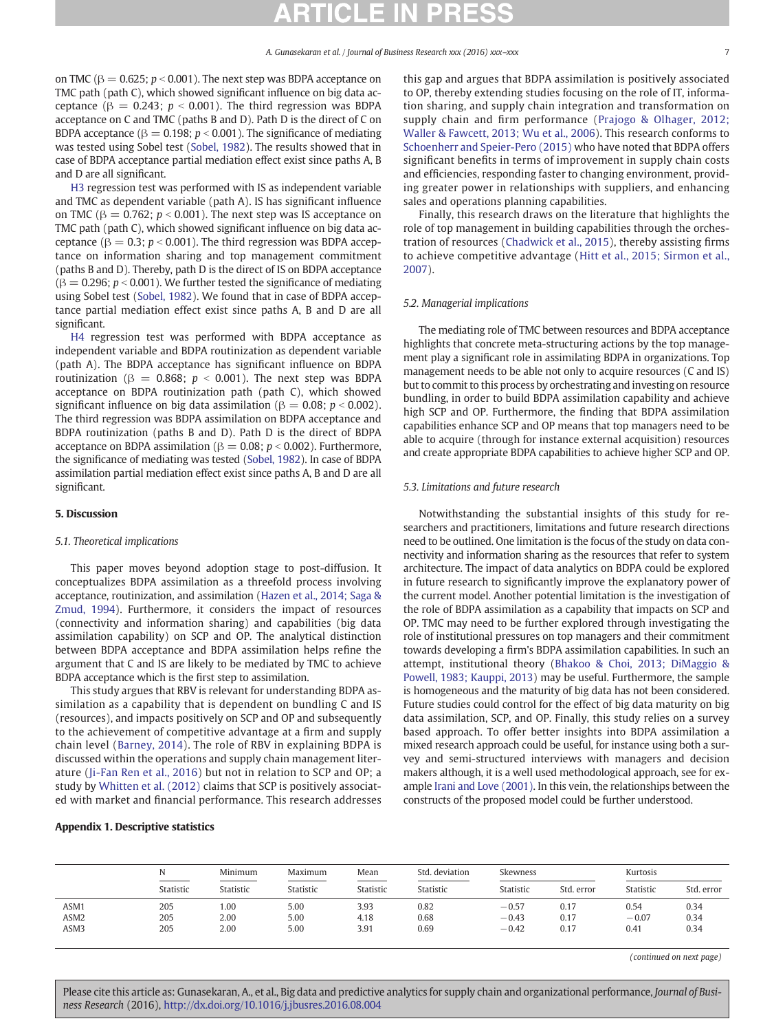on TMC ($\beta = 0.625$; $p < 0.001$). The next step was BDPA acceptance on TMC path (path C), which showed significant influence on big data acceptance ($\beta = 0.243$; $p < 0.001$). The third regression was BDPA acceptance on C and TMC (paths B and D). Path D is the direct of C on BDPA acceptance ($\beta = 0.198$; $p < 0.001$). The significance of mediating was tested using Sobel test (Sobel, 1982). The results showed that in case of BDPA acceptance partial mediation effect exist since paths A, B and D are all significant.

H3 regression test was performed with IS as independent variable and TMC as dependent variable (path A). IS has significant influence on TMC ($\beta = 0.762$; $p < 0.001$). The next step was IS acceptance on TMC path (path C), which showed significant influence on big data acceptance ($\beta = 0.3$; $p < 0.001$). The third regression was BDPA acceptance on information sharing and top management commitment (paths B and D). Thereby, path D is the direct of IS on BDPA acceptance ($\beta = 0.296$; $p < 0.001$). We further tested the significance of mediating using Sobel test (Sobel, 1982). We found that in case of BDPA acceptance partial mediation effect exist since paths A, B and D are all significant.

H4 regression test was performed with BDPA acceptance as independent variable and BDPA routinization as dependent variable (path A). The BDPA acceptance has significant influence on BDPA routinization ($\beta = 0.868$; $p < 0.001$). The next step was BDPA acceptance on BDPA routinization path (path C), which showed significant influence on big data analytics ($\beta = 0.08$; $p < 0.002$). The third regression was BDPA assimilation on BDPA acceptance and BDPA routinization (paths B and D). Path D is the direct of BDPA acceptance on BDPA assimilation ($\beta = 0.08$; $p < 0.002$). Furthermore, the significance of mediating was tested (Sobel, 1982). In case of BDPA assimilation partial mediation effect exist since paths A, B and D are all significant.

## 5. Discussion

### 5.1. Theoretical implications

This paper moves beyond adoption stage to post-diffusion. It conceptualizes BDPA assimilation as a threefold process involving acceptance, routinization, and assimilation (Hazen et al., 2014; Saga & Zmud, 1994). Furthermore, it considers the impact of resources (connectivity and information sharing) and capabilities (big data assimilation capability) on SCP and OP. The analytical distinction between BDPA acceptance and BDPA assimilation helps refine the argument that C and IS are likely to be mediated by TMC to achieve BDPA acceptance which is the first step to assimilation.

This study argues that RBV is relevant for understanding BDPA assimilation as a capability that is dependent on bundling C and IS (resources), and impacts positively on SCP and OP and subsequently to the achievement of competitive advantage at a firm and supply chain level (Barney, 2014). The role of RBV in explaining BDPA is discussed within the operations and supply chain management literature (Ji-Fan Ren et al., 2016) but not in relation to SCP and OP; a study by Whitten et al. (2012) claims that SCP is positively associated with market and financial performance. This research addresses this gap and argues that BDPA assimilation is positively associated to OP, thereby extending studies focusing on the role of IT, information sharing, and supply chain integration and transformation on supply chain and firm performance (Prajogo & Olhager, 2012; Waller & Fawcett, 2013; Wu et al., 2006). This research conforms to Schoenherr and Speier-Pero (2015) who have noted that BDPA offers significant benefits in terms of improvement in supply chain costs and efficiencies, responding faster to changing environment, providing greater power in relationships with suppliers, and enhancing sales and operations planning capabilities.

Finally, this research draws on the literature that highlights the role of top management in building capabilities through the orchestration of resources (Chadwick et al., 2015), thereby assisting firms to achieve competitive advantage (Hitt et al., 2015; Sirmon et al., 2007).

### 5.2. Managerial implications

The mediating role of TMC between resources and BDPA acceptance highlights that concrete meta-structuring actions by the top management play a significant role in assimilating BDPA in organizations. Top management needs to be able not only to acquire resources (C and IS) but to commit to this process by orchestrating and investing on resource bundling, in order to build BDPA assimilation capability and achieve high SCP and OP. Furthermore, the finding that BDPA assimilation capabilities enhance SCP and OP means that top managers need to be able to acquire (through for instance external acquisition) resources and create appropriate BDPA capabilities to achieve higher SCP and OP.

### 5.3. Limitations and future research

Notwithstanding the substantial insights of this study for researchers and practitioners, limitations and future research directions need to be outlined. One limitation is the focus of the study on data connectivity and information sharing as the resources that refer to system architecture. The impact of data analytics on BDPA could be explored in future research to significantly improve the explanatory power of the current model. Another potential limitation is the investigation of the role of BDPA assimilation as a capability that impacts on SCP and OP. TMC may need to be further explored through investigating the role of institutional pressures on top managers and their commitment towards developing a firm's BDPA assimilation capabilities. In such an attempt, institutional theory (Bhakoo & Choi, 2013; DiMaggio & Powell, 1983; Kauppi, 2013) may be useful. Furthermore, the sample is homogeneous and the maturity of big data has not been considered. Future studies could control for the effect of big data maturity on big data assimilation, SCP, and OP. Finally, this study relies on a survey based approach. To offer better insights into BDPA assimilation a mixed research approach could be useful, for instance using both a survey and semi-structured interviews with managers and decision makers although, it is a well used methodological approach, see for example Irani and Love (2001). In this vein, the relationships between the constructs of the proposed model could be further understood.

## Appendix 1. Descriptive statistics

| | N | Minimum | Maximum | Mean | Std. deviation | Skewness | | Kurtosis | |
|---|---|---|---|---|---|---|---|---|---|
| | Statistic | Statistic | Statistic | Statistic | Statistic | Statistic | Std. error | Statistic | Std. error |
| ASM1 | 205 | 1.00 | 5.00 | 3.93 | 0.82 | −0.57 | 0.17 | 0.54 | 0.34 |
| ASM2 | 205 | 2.00 | 5.00 | 4.18 | 0.68 | −0.43 | 0.17 | −0.07 | 0.34 |
| ASM3 | 205 | 2.00 | 5.00 | 3.91 | 0.69 | −0.42 | 0.17 | 0.41 | 0.34 |

(continued on next page)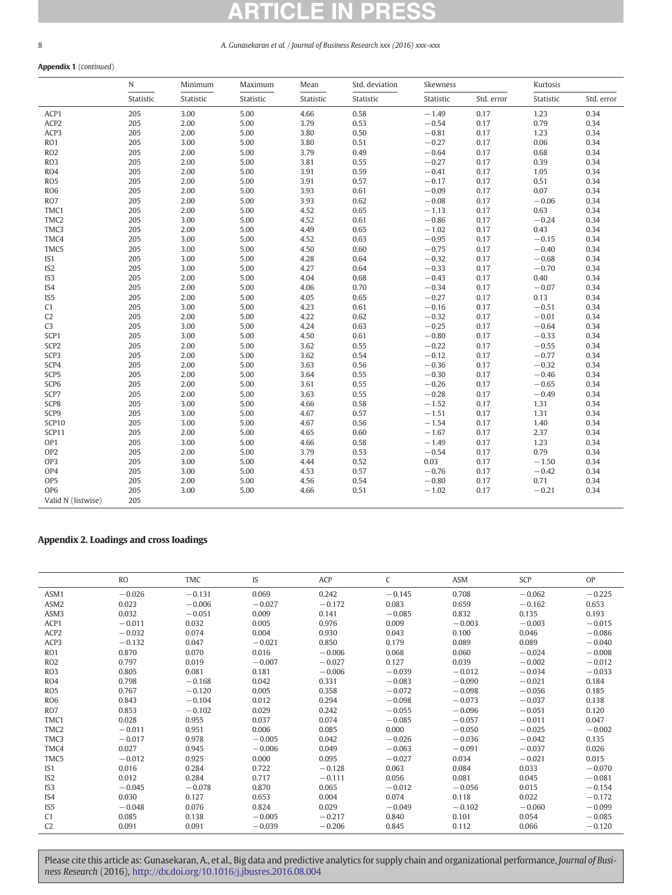**Appendix 1** (*continued*)

| | N | Minimum | Maximum | Mean | Std. deviation | Skewness | | Kurtosis | |
|---|---|---|---|---|---|---|---|---|---|
| | Statistic | Statistic | Statistic | Statistic | Statistic | Statistic | Std. error | Statistic | Std. error |
| ACP1 | 205 | 3.00 | 5.00 | 4.66 | 0.58 | −1.49 | 0.17 | 1.23 | 0.34 |
| ACP2 | 205 | 2.00 | 5.00 | 3.79 | 0.53 | −0.54 | 0.17 | 0.79 | 0.34 |
| ACP3 | 205 | 2.00 | 5.00 | 3.80 | 0.50 | −0.81 | 0.17 | 1.23 | 0.34 |
| RO1 | 205 | 3.00 | 5.00 | 3.80 | 0.51 | −0.27 | 0.17 | 0.06 | 0.34 |
| RO2 | 205 | 2.00 | 5.00 | 3.79 | 0.49 | −0.64 | 0.17 | 0.68 | 0.34 |
| RO3 | 205 | 2.00 | 5.00 | 3.81 | 0.55 | −0.27 | 0.17 | 0.39 | 0.34 |
| RO4 | 205 | 2.00 | 5.00 | 3.91 | 0.59 | −0.41 | 0.17 | 1.05 | 0.34 |
| RO5 | 205 | 2.00 | 5.00 | 3.91 | 0.57 | −0.17 | 0.17 | 0.51 | 0.34 |
| RO6 | 205 | 2.00 | 5.00 | 3.93 | 0.61 | −0.09 | 0.17 | 0.07 | 0.34 |
| RO7 | 205 | 2.00 | 5.00 | 3.93 | 0.62 | −0.08 | 0.17 | −0.06 | 0.34 |
| TMC1 | 205 | 2.00 | 5.00 | 4.52 | 0.65 | −1.13 | 0.17 | 0.63 | 0.34 |
| TMC2 | 205 | 3.00 | 5.00 | 4.52 | 0.61 | −0.86 | 0.17 | −0.24 | 0.34 |
| TMC3 | 205 | 2.00 | 5.00 | 4.49 | 0.65 | −1.02 | 0.17 | 0.43 | 0.34 |
| TMC4 | 205 | 3.00 | 5.00 | 4.52 | 0.63 | −0.95 | 0.17 | −0.15 | 0.34 |
| TMC5 | 205 | 3.00 | 5.00 | 4.50 | 0.60 | −0.75 | 0.17 | −0.40 | 0.34 |
| IS1 | 205 | 3.00 | 5.00 | 4.28 | 0.64 | −0.32 | 0.17 | −0.68 | 0.34 |
| IS2 | 205 | 3.00 | 5.00 | 4.27 | 0.64 | −0.33 | 0.17 | −0.70 | 0.34 |
| IS3 | 205 | 2.00 | 5.00 | 4.04 | 0.68 | −0.43 | 0.17 | 0.40 | 0.34 |
| IS4 | 205 | 2.00 | 5.00 | 4.06 | 0.70 | −0.34 | 0.17 | −0.07 | 0.34 |
| IS5 | 205 | 2.00 | 5.00 | 4.05 | 0.65 | −0.27 | 0.17 | 0.13 | 0.34 |
| C1 | 205 | 3.00 | 5.00 | 4.23 | 0.61 | −0.16 | 0.17 | −0.51 | 0.34 |
| C2 | 205 | 2.00 | 5.00 | 4.22 | 0.62 | −0.32 | 0.17 | −0.01 | 0.34 |
| C3 | 205 | 3.00 | 5.00 | 4.24 | 0.63 | −0.25 | 0.17 | −0.64 | 0.34 |
| SCP1 | 205 | 3.00 | 5.00 | 4.50 | 0.61 | −0.80 | 0.17 | −0.33 | 0.34 |
| SCP2 | 205 | 2.00 | 5.00 | 3.62 | 0.55 | −0.22 | 0.17 | −0.55 | 0.34 |
| SCP3 | 205 | 2.00 | 5.00 | 3.62 | 0.54 | −0.12 | 0.17 | −0.77 | 0.34 |
| SCP4 | 205 | 2.00 | 5.00 | 3.63 | 0.56 | −0.36 | 0.17 | −0.32 | 0.34 |
| SCP5 | 205 | 2.00 | 5.00 | 3.64 | 0.55 | −0.30 | 0.17 | −0.46 | 0.34 |
| SCP6 | 205 | 2.00 | 5.00 | 3.61 | 0.55 | −0.26 | 0.17 | −0.65 | 0.34 |
| SCP7 | 205 | 2.00 | 5.00 | 3.63 | 0.55 | −0.28 | 0.17 | −0.49 | 0.34 |
| SCP8 | 205 | 3.00 | 5.00 | 4.66 | 0.58 | −1.52 | 0.17 | 1.31 | 0.34 |
| SCP9 | 205 | 3.00 | 5.00 | 4.67 | 0.57 | −1.51 | 0.17 | 1.31 | 0.34 |
| SCP10 | 205 | 3.00 | 5.00 | 4.67 | 0.56 | −1.54 | 0.17 | 1.40 | 0.34 |
| SCP11 | 205 | 2.00 | 5.00 | 4.65 | 0.60 | −1.67 | 0.17 | 2.37 | 0.34 |
| OP1 | 205 | 3.00 | 5.00 | 4.66 | 0.58 | −1.49 | 0.17 | 1.23 | 0.34 |
| OP2 | 205 | 2.00 | 5.00 | 3.79 | 0.53 | −0.54 | 0.17 | 0.79 | 0.34 |
| OP3 | 205 | 3.00 | 5.00 | 4.44 | 0.52 | 0.03 | 0.17 | −1.50 | 0.34 |
| OP4 | 205 | 3.00 | 5.00 | 4.53 | 0.57 | −0.76 | 0.17 | −0.42 | 0.34 |
| OP5 | 205 | 2.00 | 5.00 | 4.56 | 0.54 | −0.80 | 0.17 | 0.71 | 0.34 |
| OP6 | 205 | 3.00 | 5.00 | 4.66 | 0.51 | −1.02 | 0.17 | −0.21 | 0.34 |
| Valid N (listwise) | 205 | | | | | | | | |

## Appendix 2. Loadings and cross loadings

| | RO | TMC | IS | ACP | C | ASM | SCP | OP |
|---|---|---|---|---|---|---|---|---|
| ASM1 | −0.026 | −0.131 | 0.069 | 0.242 | −0.145 | 0.708 | −0.062 | −0.225 |
| ASM2 | 0.023 | −0.006 | −0.027 | −0.172 | 0.083 | 0.659 | −0.162 | 0.653 |
| ASM3 | 0.032 | −0.051 | 0.009 | 0.141 | −0.085 | 0.832 | 0.135 | 0.193 |
| ACP1 | −0.011 | 0.032 | 0.005 | 0.976 | 0.009 | −0.003 | −0.003 | −0.015 |
| ACP2 | −0.032 | 0.074 | 0.004 | 0.930 | 0.043 | 0.100 | 0.046 | −0.086 |
| ACP3 | −0.132 | 0.047 | −0.021 | 0.850 | 0.179 | 0.089 | 0.089 | −0.040 |
| RO1 | 0.870 | 0.070 | 0.016 | −0.006 | 0.068 | 0.060 | −0.024 | −0.008 |
| RO2 | 0.797 | 0.019 | −0.007 | −0.027 | 0.127 | 0.039 | −0.002 | −0.012 |
| RO3 | 0.805 | 0.081 | 0.181 | −0.006 | −0.039 | −0.012 | −0.034 | −0.033 |
| RO4 | 0.798 | −0.168 | 0.042 | 0.331 | −0.083 | −0.090 | −0.021 | 0.184 |
| RO5 | 0.767 | −0.120 | 0.005 | 0.358 | −0.072 | −0.098 | −0.056 | 0.185 |
| RO6 | 0.843 | −0.104 | 0.012 | 0.294 | −0.098 | −0.073 | −0.037 | 0.138 |
| RO7 | 0.853 | −0.102 | 0.029 | 0.242 | −0.055 | −0.096 | −0.051 | 0.120 |
| TMC1 | 0.028 | 0.955 | 0.037 | 0.074 | −0.085 | −0.057 | −0.011 | 0.047 |
| TMC2 | −0.011 | 0.951 | 0.006 | 0.085 | 0.000 | −0.050 | −0.025 | −0.002 |
| TMC3 | −0.017 | 0.978 | −0.005 | 0.042 | −0.026 | −0.036 | −0.042 | 0.135 |
| TMC4 | 0.027 | 0.945 | −0.006 | 0.049 | −0.063 | −0.091 | −0.037 | 0.026 |
| TMC5 | −0.012 | 0.925 | 0.000 | 0.095 | −0.027 | 0.034 | −0.021 | 0.015 |
| IS1 | 0.016 | 0.284 | 0.722 | −0.128 | 0.063 | 0.084 | 0.033 | −0.070 |
| IS2 | 0.012 | 0.284 | 0.717 | −0.111 | 0.056 | 0.081 | 0.045 | −0.081 |
| IS3 | −0.045 | −0.078 | 0.870 | 0.065 | −0.012 | −0.056 | 0.015 | −0.154 |
| IS4 | 0.030 | 0.127 | 0.653 | 0.004 | 0.074 | 0.118 | 0.022 | −0.172 |
| IS5 | −0.048 | 0.076 | 0.824 | 0.029 | −0.049 | −0.102 | −0.060 | −0.099 |
| C1 | 0.085 | 0.138 | −0.005 | −0.217 | 0.840 | 0.101 | 0.054 | −0.085 |
| C2 | 0.091 | 0.091 | −0.039 | −0.206 | 0.845 | 0.112 | 0.066 | −0.120 |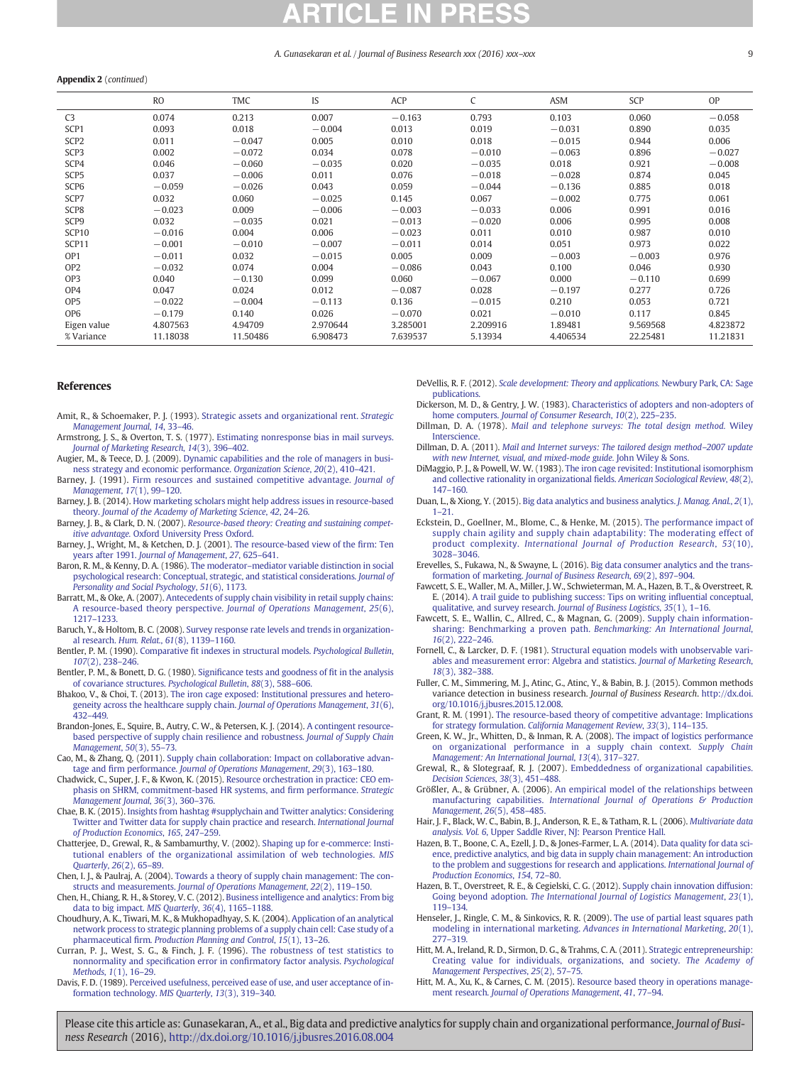**Appendix 2** (*continued*)

| | RO | TMC | IS | ACP | C | ASM | SCP | OP |
|---|---|---|---|---|---|---|---|---|
| C3 | 0.074 | 0.213 | 0.007 | −0.163 | 0.793 | 0.103 | 0.060 | −0.058 |
| SCP1 | 0.093 | 0.018 | −0.004 | 0.013 | 0.019 | −0.031 | 0.890 | 0.035 |
| SCP2 | 0.011 | −0.047 | 0.005 | 0.010 | 0.018 | −0.015 | 0.944 | 0.006 |
| SCP3 | 0.002 | −0.072 | 0.034 | 0.078 | −0.010 | −0.063 | 0.896 | −0.027 |
| SCP4 | 0.046 | −0.060 | −0.035 | 0.020 | −0.035 | 0.018 | 0.921 | −0.008 |
| SCP5 | 0.037 | −0.006 | 0.011 | 0.076 | −0.018 | −0.028 | 0.874 | 0.045 |
| SCP6 | −0.059 | −0.026 | 0.043 | 0.059 | −0.044 | −0.136 | 0.885 | 0.018 |
| SCP7 | 0.032 | 0.060 | −0.025 | 0.145 | 0.067 | −0.002 | 0.775 | 0.061 |
| SCP8 | −0.023 | 0.009 | −0.006 | −0.003 | −0.033 | 0.006 | 0.991 | 0.016 |
| SCP9 | 0.032 | −0.035 | 0.021 | −0.013 | −0.020 | 0.006 | 0.995 | 0.008 |
| SCP10 | −0.016 | 0.004 | 0.006 | −0.023 | 0.011 | 0.010 | 0.987 | 0.010 |
| SCP11 | −0.001 | −0.010 | −0.007 | −0.011 | 0.014 | 0.051 | 0.973 | 0.022 |
| OP1 | −0.011 | 0.032 | −0.015 | 0.005 | 0.009 | −0.003 | −0.003 | 0.976 |
| OP2 | −0.032 | 0.074 | 0.004 | −0.086 | 0.043 | 0.100 | 0.046 | 0.930 |
| OP3 | 0.040 | −0.130 | 0.099 | 0.060 | −0.067 | 0.000 | −0.110 | 0.699 |
| OP4 | 0.047 | 0.024 | 0.012 | −0.087 | 0.028 | −0.197 | 0.277 | 0.726 |
| OP5 | −0.022 | −0.004 | −0.113 | 0.136 | −0.015 | 0.210 | 0.053 | 0.721 |
| OP6 | −0.179 | 0.140 | 0.026 | −0.070 | 0.021 | −0.010 | 0.117 | 0.845 |
| Eigen value | 4.807563 | 4.94709 | 2.970644 | 3.285001 | 2.209916 | 1.89481 | 9.569568 | 4.823872 |
| % Variance | 11.18038 | 11.50486 | 6.908473 | 7.639537 | 5.13934 | 4.406534 | 22.25481 | 11.21831 |

## References

Amit, R., & Schoemaker, P. J. (1993). Strategic assets and organizational rent. *Strategic Management Journal*, *14*, 33–46.

Armstrong, J. S., & Overton, T. S. (1977). Estimating nonresponse bias in mail surveys. *Journal of Marketing Research*, *14*(3), 396–402.

Augier, M., & Teece, D. J. (2009). Dynamic capabilities and the role of managers in business strategy and economic performance. *Organization Science*, *20*(2), 410–421.

Barney, J. (1991). Firm resources and sustained competitive advantage. *Journal of Management*, *17*(1), 99–120.

Barney, J. B. (2014). How marketing scholars might help address issues in resource-based theory. *Journal of the Academy of Marketing Science*, *42*, 24–26.

Barney, J. B., & Clark, D. N. (2007). *Resource-based theory: Creating and sustaining competitive advantage*. Oxford University Press Oxford.

Barney, J., Wright, M., & Ketchen, D. J. (2001). The resource-based view of the firm: Ten years after 1991. *Journal of Management*, *27*, 625–641.

Baron, R. M., & Kenny, D. A. (1986). The moderator–mediator variable distinction in social psychological research: Conceptual, strategic, and statistical considerations. *Journal of Personality and Social Psychology*, *51*(6), 1173.

Barratt, M., & Oke, A. (2007). Antecedents of supply chain visibility in retail supply chains: A resource-based theory perspective. *Journal of Operations Management*, *25*(6), 1217–1233.

Baruch, Y., & Holtom, B. C. (2008). Survey response rate levels and trends in organizational research. *Hum. Relat.*, *61*(8), 1139–1160.

Bentler, P. M. (1990). Comparative fit indexes in structural models. *Psychological Bulletin*, *107*(2), 238–246.

Bentler, P. M., & Bonett, D. G. (1980). Significance tests and goodness of fit in the analysis of covariance structures. *Psychological Bulletin*, *88*(3), 588–606.

Bhakoo, V., & Choi, T. (2013). The iron cage exposed: Institutional pressures and heterogeneity across the healthcare supply chain. *Journal of Operations Management*, *31*(6), 432–449.

Brandon-Jones, E., Squire, B., Autry, C. W., & Petersen, K. J. (2014). A contingent resource-based perspective of supply chain resilience and robustness. *Journal of Supply Chain Management*, *50*(3), 55–73.

Cao, M., & Zhang, Q. (2011). Supply chain collaboration: Impact on collaborative advantage and firm performance. *Journal of Operations Management*, *29*(3), 163–180.

Chadwick, C., Super, J. F., & Kwon, K. (2015). Resource orchestration in practice: CEO emphasis on SHRM, commitment-based HR systems, and firm performance. *Strategic Management Journal*, *36*(3), 360–376.

Chae, B. K. (2015). Insights from hashtag #supplychain and Twitter analytics: Considering Twitter and Twitter data for supply chain practice and research. *International Journal of Production Economics*, *165*, 247–259.

Chatterjee, D., Grewal, R., & Sambamurthy, V. (2002). Shaping up for e-commerce: Institutional enablers of the organizational assimilation of web technologies. *MIS Quarterly*, *26*(2), 65–89.

Chen, I. J., & Paulraj, A. (2004). Towards a theory of supply chain management: The constructs and measurements. *Journal of Operations Management*, *22*(2), 119–150.

Chen, H., Chiang, R. H., & Storey, V. C. (2012). Business intelligence and analytics: From big data to big impact. *MIS Quarterly*, *36*(4), 1165–1188.

Choudhury, A. K., Tiwari, M. K., & Mukhopadhyay, S. K. (2004). Application of an analytical network process to strategic planning problems of a supply chain cell: Case study of a pharmaceutical firm. *Production Planning and Control*, *15*(1), 13–26.

Curran, P. J., West, S. G., & Finch, J. F. (1996). The robustness of test statistics to nonnormality and specification error in confirmatory factor analysis. *Psychological Methods*, *1*(1), 16–29.

Davis, F. D. (1989). Perceived usefulness, perceived ease of use, and user acceptance of information technology. *MIS Quarterly*, *13*(3), 319–340.

DeVellis, R. F. (2012). *Scale development: Theory and applications*. Newbury Park, CA: Sage publications.

Dickerson, M. D., & Gentry, J. W. (1983). Characteristics of adopters and non-adopters of home computers. *Journal of Consumer Research*, *10*(2), 225–235.

Dillman, D. A. (1978). *Mail and telephone surveys: The total design method*. Wiley Interscience.

Dillman, D. A. (2011). *Mail and Internet surveys: The tailored design method–2007 update with new Internet, visual, and mixed-mode guide*. John Wiley & Sons.

DiMaggio, P. J., & Powell, W. W. (1983). The iron cage revisited: Institutional isomorphism and collective rationality in organizational fields. *American Sociological Review*, *48*(2), 147–160.

Duan, L., & Xiong, Y. (2015). Big data analytics and business analytics. *J. Manag. Anal.*, *2*(1), 1–21.

Eckstein, D., Goellner, M., Blome, C., & Henke, M. (2015). The performance impact of supply chain agility and supply chain adaptability: The moderating effect of product complexity. *International Journal of Production Research*, *53*(10), 3028–3046.

Erevelles, S., Fukawa, N., & Swayne, L. (2016). Big data consumer analytics and the transformation of marketing. *Journal of Business Research*, *69*(2), 897–904.

Fawcett, S. E., Waller, M. A., Miller, J. W., Schwieterman, M. A., Hazen, B. T., & Overstreet, R. E. (2014). A trail guide to publishing success: Tips on writing influential conceptual, qualitative, and survey research. *Journal of Business Logistics*, *35*(1), 1–16.

Fawcett, S. E., Wallin, C., Allred, C., & Magnan, G. (2009). Supply chain information-sharing: Benchmarking a proven path. *Benchmarking: An International Journal*, *16*(2), 222–246.

Fornell, C., & Larcker, D. F. (1981). Structural equation models with unobservable variables and measurement error: Algebra and statistics. *Journal of Marketing Research*, *18*(3), 382–388.

Fuller, C. M., Simmering, M. J., Atinc, G., Atinc, Y., & Babin, B. J. (2015). Common methods variance detection in business research. Journal of Business Research. http://dx.doi.org/10.1016/j.jbusres.2015.12.008.

Grant, R. M. (1991). The resource-based theory of competitive advantage: Implications for strategy formulation. *California Management Review*, *33*(3), 114–135.

Green, K. W., Jr., Whitten, D., & Inman, R. A. (2008). The impact of logistics performance on organizational performance in a supply chain context. *Supply Chain Management: An International Journal*, *13*(4), 317–327.

Grewal, R., & Slotegraaf, R. J. (2007). Embeddedness of organizational capabilities. *Decision Sciences*, *38*(3), 451–488.

Größler, A., & Grübner, A. (2006). An empirical model of the relationships between manufacturing capabilities. *International Journal of Operations & Production Management*, *26*(5), 458–485.

Hair, J. F., Black, W. C., Babin, B. J., Anderson, R. E., & Tatham, R. L. (2006). *Multivariate data analysis. Vol. 6*, Upper Saddle River, NJ: Pearson Prentice Hall.

Hazen, B. T., Boone, C. A., Ezell, J. D., & Jones-Farmer, L. A. (2014). Data quality for data science, predictive analytics, and big data in supply chain management: An introduction to the problem and suggestions for research and applications. *International Journal of Production Economics*, *154*, 72–80.

Hazen, B. T., Overstreet, R. E., & Cegielski, C. G. (2012). Supply chain innovation diffusion: Going beyond adoption. *The International Journal of Logistics Management*, *23*(1), 119–134.

Henseler, J., Ringle, C. M., & Sinkovics, R. R. (2009). The use of partial least squares path modeling in international marketing. *Advances in International Marketing*, *20*(1), 277–319.

Hitt, M. A., Ireland, R. D., Sirmon, D. G., & Trahms, C. A. (2011). Strategic entrepreneurship: Creating value for individuals, organizations, and society. *The Academy of Management Perspectives*, *25*(2), 57–75.

Hitt, M. A., Xu, K., & Carnes, C. M. (2015). Resource based theory in operations management research. *Journal of Operations Management*, *41*, 77–94.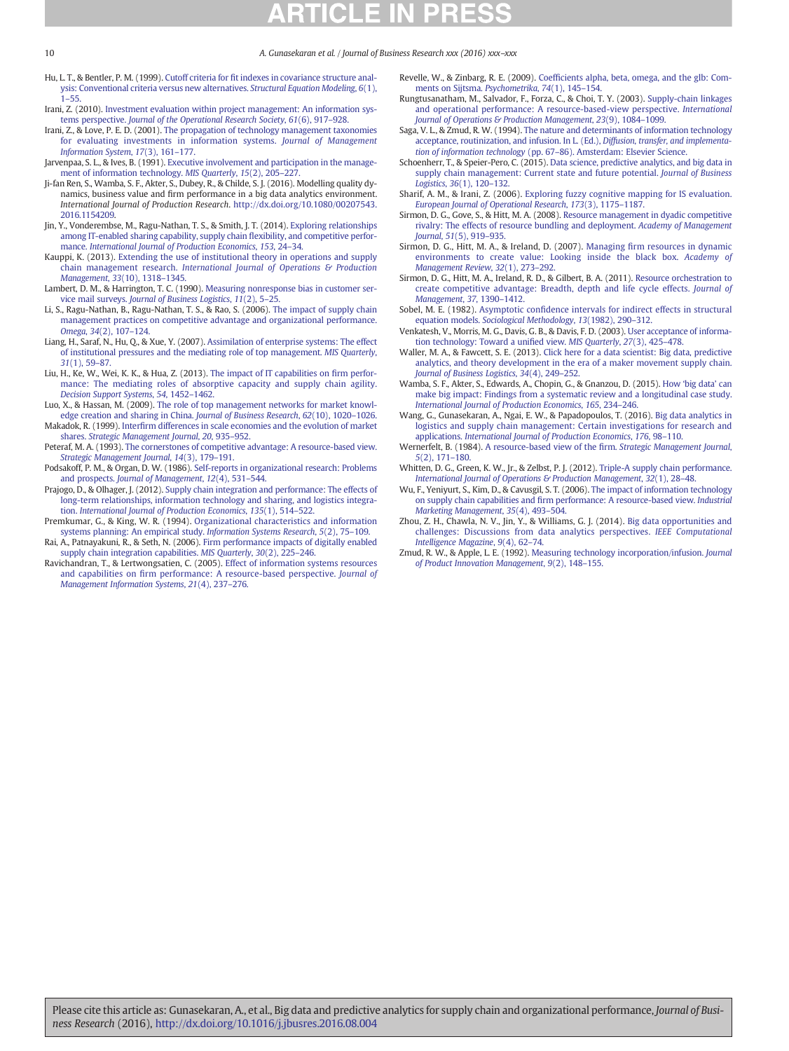Hu, L. T., & Bentler, P. M. (1999). Cutoff criteria for fit indexes in covariance structure analysis: Conventional criteria versus new alternatives. *Structural Equation Modeling*, *6*(1), 1–55.

Irani, Z. (2010). Investment evaluation within project management: An information systems perspective. *Journal of the Operational Research Society*, *61*(6), 917–928.

Irani, Z., & Love, P. E. D. (2001). The propagation of technology management taxonomies for evaluating investments in information systems. *Journal of Management Information System*, *17*(3), 161–177.

Jarvenpaa, S. L., & Ives, B. (1991). Executive involvement and participation in the management of information technology. *MIS Quarterly*, *15*(2), 205–227.

Ji-fan Ren, S., Wamba, S. F., Akter, S., Dubey, R., & Childe, S. J. (2016). Modelling quality dynamics, business value and firm performance in a big data analytics environment. *International Journal of Production Research*. http://dx.doi.org/10.1080/00207543.2016.1154209.

Jin, Y., Vonderembse, M., Ragu-Nathan, T. S., & Smith, J. T. (2014). Exploring relationships among IT-enabled sharing capability, supply chain flexibility, and competitive performance. *International Journal of Production Economics*, *153*, 24–34.

Kauppi, K. (2013). Extending the use of institutional theory in operations and supply chain management research. *International Journal of Operations & Production Management*, *33*(10), 1318–1345.

Lambert, D. M., & Harrington, T. C. (1990). Measuring nonresponse bias in customer service mail surveys. *Journal of Business Logistics*, *11*(2), 5–25.

Li, S., Ragu-Nathan, B., Ragu-Nathan, T. S., & Rao, S. (2006). The impact of supply chain management practices on competitive advantage and organizational performance. *Omega*, *34*(2), 107–124.

Liang, H., Saraf, N., Hu, Q., & Xue, Y. (2007). Assimilation of enterprise systems: The effect of institutional pressures and the mediating role of top management. *MIS Quarterly*, *31*(1), 59–87.

Liu, H., Ke, W., Wei, K. K., & Hua, Z. (2013). The impact of IT capabilities on firm performance: The mediating roles of absorptive capacity and supply chain agility. *Decision Support Systems*, *54*, 1452–1462.

Luo, X., & Hassan, M. (2009). The role of top management networks for market knowledge creation and sharing in China. *Journal of Business Research*, *62*(10), 1020–1026.

Makadok, R. (1999). Interfirm differences in scale economies and the evolution of market shares. *Strategic Management Journal*, *20*, 935–952.

Peteraf, M. A. (1993). The cornerstones of competitive advantage: A resource-based view. *Strategic Management Journal*, *14*(3), 179–191.

Podsakoff, P. M., & Organ, D. W. (1986). Self-reports in organizational research: Problems and prospects. *Journal of Management*, *12*(4), 531–544.

Prajogo, D., & Olhager, J. (2012). Supply chain integration and performance: The effects of long-term relationships, information technology and sharing, and logistics integration. *International Journal of Production Economics*, *135*(1), 514–522.

Premkumar, G., & King, W. R. (1994). Organizational characteristics and information systems planning: An empirical study. *Information Systems Research*, *5*(2), 75–109.

Rai, A., Patnayakuni, R., & Seth, N. (2006). Firm performance impacts of digitally enabled supply chain integration capabilities. *MIS Quarterly*, *30*(2), 225–246.

Ravichandran, T., & Lertwongsatien, C. (2005). Effect of information systems resources and capabilities on firm performance: A resource-based perspective. *Journal of Management Information Systems*, *21*(4), 237–276.

Revelle, W., & Zinbarg, R. E. (2009). Coefficients alpha, beta, omega, and the glb: Comments on Sijtsma. *Psychometrika*, *74*(1), 145–154.

Rungtusanatham, M., Salvador, F., Forza, C., & Choi, T. Y. (2003). Supply-chain linkages and operational performance: A resource-based-view perspective. *International Journal of Operations & Production Management*, *23*(9), 1084–1099.

Saga, V. L., & Zmud, R. W. (1994). The nature and determinants of information technology acceptance, routinization, and infusion. In L. (Ed.), *Diffusion, transfer, and implementation of information technology* (pp. 67–86). Amsterdam: Elsevier Science.

Schoenherr, T., & Speier-Pero, C. (2015). Data science, predictive analytics, and big data in supply chain management: Current state and future potential. *Journal of Business Logistics*, *36*(1), 120–132.

Sharif, A. M., & Irani, Z. (2006). Exploring fuzzy cognitive mapping for IS evaluation. *European Journal of Operational Research*, *173*(3), 1175–1187.

Sirmon, D. G., Gove, S., & Hitt, M. A. (2008). Resource management in dyadic competitive rivalry: The effects of resource bundling and deployment. *Academy of Management Journal*, *51*(5), 919–935.

Sirmon, D. G., Hitt, M. A., & Ireland, D. (2007). Managing firm resources in dynamic environments to create value: Looking inside the black box. *Academy of Management Review*, *32*(1), 273–292.

Sirmon, D. G., Hitt, M. A., Ireland, R. D., & Gilbert, B. A. (2011). Resource orchestration to create competitive advantage: Breadth, depth and life cycle effects. *Journal of Management*, *37*, 1390–1412.

Sobel, M. E. (1982). Asymptotic confidence intervals for indirect effects in structural equation models. *Sociological Methodology*, *13*(1982), 290–312.

Venkatesh, V., Morris, M. G., Davis, G. B., & Davis, F. D. (2003). User acceptance of information technology: Toward a unified view. *MIS Quarterly*, *27*(3), 425–478.

Waller, M. A., & Fawcett, S. E. (2013). Click here for a data scientist: Big data, predictive analytics, and theory development in the era of a maker movement supply chain. *Journal of Business Logistics*, *34*(4), 249–252.

Wamba, S. F., Akter, S., Edwards, A., Chopin, G., & Gnanzou, D. (2015). How 'big data' can make big impact: Findings from a systematic review and a longitudinal case study. *International Journal of Production Economics*, *165*, 234–246.

Wang, G., Gunasekaran, A., Ngai, E. W., & Papadopoulos, T. (2016). Big data analytics in logistics and supply chain management: Certain investigations for research and applications. *International Journal of Production Economics*, *176*, 98–110.

Wernerfelt, B. (1984). A resource-based view of the firm. *Strategic Management Journal*, *5*(2), 171–180.

Whitten, D. G., Green, K. W., Jr., & Zelbst, P. J. (2012). Triple-A supply chain performance. *International Journal of Operations & Production Management*, *32*(1), 28–48.

Wu, F., Yeniyurt, S., Kim, D., & Cavusgil, S. T. (2006). The impact of information technology on supply chain capabilities and firm performance: A resource-based view. *Industrial Marketing Management*, *35*(4), 493–504.

Zhou, Z. H., Chawla, N. V., Jin, Y., & Williams, G. J. (2014). Big data opportunities and challenges: Discussions from data analytics perspectives. *IEEE Computational Intelligence Magazine*, *9*(4), 62–74.

Zmud, R. W., & Apple, L. E. (1992). Measuring technology incorporation/infusion. *Journal of Product Innovation Management*, *9*(2), 148–155.